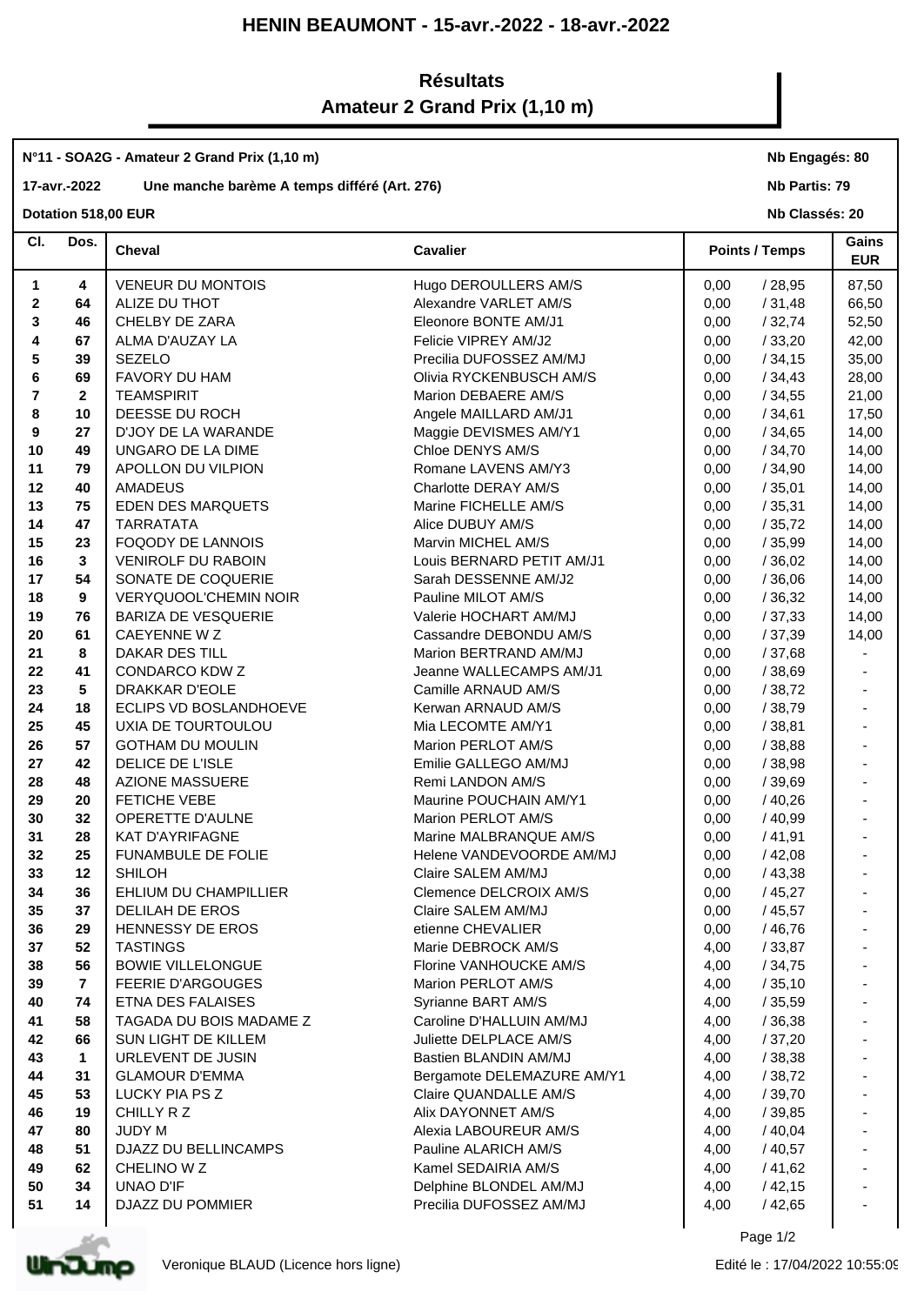# HENIN BEAUMONT - 15-avr.-2022 - 18-avr.-2022

## Résultats
## Amateur 2 Grand Prix (1,10 m)

**N°11 - SOA2G - Amateur 2 Grand Prix (1,10 m)** — **Nb Engagés: 80**

**17-avr.-2022** — **Une manche barème A temps différé (Art. 276)** — **Nb Partis: 79**

**Dotation 518,00 EUR** — **Nb Classés: 20**

| Cl. | Dos. | Cheval | Cavalier | Points / Temps | | Gains EUR |
|---|---|---|---|---|---|---|
| 1 | 4 | VENEUR DU MONTOIS | Hugo DEROULLERS AM/S | 0,00 | / 28,95 | 87,50 |
| 2 | 64 | ALIZE DU THOT | Alexandre VARLET AM/S | 0,00 | / 31,48 | 66,50 |
| 3 | 46 | CHELBY DE ZARA | Eleonore BONTE AM/J1 | 0,00 | / 32,74 | 52,50 |
| 4 | 67 | ALMA D'AUZAY LA | Felicie VIPREY AM/J2 | 0,00 | / 33,20 | 42,00 |
| 5 | 39 | SEZELO | Precilia DUFOSSEZ AM/MJ | 0,00 | / 34,15 | 35,00 |
| 6 | 69 | FAVORY DU HAM | Olivia RYCKENBUSCH AM/S | 0,00 | / 34,43 | 28,00 |
| 7 | 2 | TEAMSPIRIT | Marion DEBAERE AM/S | 0,00 | / 34,55 | 21,00 |
| 8 | 10 | DEESSE DU ROCH | Angele MAILLARD AM/J1 | 0,00 | / 34,61 | 17,50 |
| 9 | 27 | D'JOY DE LA WARANDE | Maggie DEVISMES AM/Y1 | 0,00 | / 34,65 | 14,00 |
| 10 | 49 | UNGARO DE LA DIME | Chloe DENYS AM/S | 0,00 | / 34,70 | 14,00 |
| 11 | 79 | APOLLON DU VILPION | Romane LAVENS AM/Y3 | 0,00 | / 34,90 | 14,00 |
| 12 | 40 | AMADEUS | Charlotte DERAY AM/S | 0,00 | / 35,01 | 14,00 |
| 13 | 75 | EDEN DES MARQUETS | Marine FICHELLE AM/S | 0,00 | / 35,31 | 14,00 |
| 14 | 47 | TARRATATA | Alice DUBUY AM/S | 0,00 | / 35,72 | 14,00 |
| 15 | 23 | FOQODY DE LANNOIS | Marvin MICHEL AM/S | 0,00 | / 35,99 | 14,00 |
| 16 | 3 | VENIROLF DU RABOIN | Louis BERNARD PETIT AM/J1 | 0,00 | / 36,02 | 14,00 |
| 17 | 54 | SONATE DE COQUERIE | Sarah DESSENNE AM/J2 | 0,00 | / 36,06 | 14,00 |
| 18 | 9 | VERYQUOOL'CHEMIN NOIR | Pauline MILOT AM/S | 0,00 | / 36,32 | 14,00 |
| 19 | 76 | BARIZA DE VESQUERIE | Valerie HOCHART AM/MJ | 0,00 | / 37,33 | 14,00 |
| 20 | 61 | CAEYENNE W Z | Cassandre DEBONDU AM/S | 0,00 | / 37,39 | 14,00 |
| 21 | 8 | DAKAR DES TILL | Marion BERTRAND AM/MJ | 0,00 | / 37,68 | - |
| 22 | 41 | CONDARCO KDW Z | Jeanne WALLECAMPS AM/J1 | 0,00 | / 38,69 | - |
| 23 | 5 | DRAKKAR D'EOLE | Camille ARNAUD AM/S | 0,00 | / 38,72 | - |
| 24 | 18 | ECLIPS VD BOSLANDHOEVE | Kerwan ARNAUD AM/S | 0,00 | / 38,79 | - |
| 25 | 45 | UXIA DE TOURTOULOU | Mia LECOMTE AM/Y1 | 0,00 | / 38,81 | - |
| 26 | 57 | GOTHAM DU MOULIN | Marion PERLOT AM/S | 0,00 | / 38,88 | - |
| 27 | 42 | DELICE DE L'ISLE | Emilie GALLEGO AM/MJ | 0,00 | / 38,98 | - |
| 28 | 48 | AZIONE MASSUERE | Remi LANDON AM/S | 0,00 | / 39,69 | - |
| 29 | 20 | FETICHE VEBE | Maurine POUCHAIN AM/Y1 | 0,00 | / 40,26 | - |
| 30 | 32 | OPERETTE D'AULNE | Marion PERLOT AM/S | 0,00 | / 40,99 | - |
| 31 | 28 | KAT D'AYRIFAGNE | Marine MALBRANQUE AM/S | 0,00 | / 41,91 | - |
| 32 | 25 | FUNAMBULE DE FOLIE | Helene VANDEVOORDE AM/MJ | 0,00 | / 42,08 | - |
| 33 | 12 | SHILOH | Claire SALEM AM/MJ | 0,00 | / 43,38 | - |
| 34 | 36 | EHLIUM DU CHAMPILLIER | Clemence DELCROIX AM/S | 0,00 | / 45,27 | - |
| 35 | 37 | DELILAH DE EROS | Claire SALEM AM/MJ | 0,00 | / 45,57 | - |
| 36 | 29 | HENNESSY DE EROS | etienne CHEVALIER | 0,00 | / 46,76 | - |
| 37 | 52 | TASTINGS | Marie DEBROCK AM/S | 4,00 | / 33,87 | - |
| 38 | 56 | BOWIE VILLELONGUE | Florine VANHOUCKE AM/S | 4,00 | / 34,75 | - |
| 39 | 7 | FEERIE D'ARGOUGES | Marion PERLOT AM/S | 4,00 | / 35,10 | - |
| 40 | 74 | ETNA DES FALAISES | Syrianne BART AM/S | 4,00 | / 35,59 | - |
| 41 | 58 | TAGADA DU BOIS MADAME Z | Caroline D'HALLUIN AM/MJ | 4,00 | / 36,38 | - |
| 42 | 66 | SUN LIGHT DE KILLEM | Juliette DELPLACE AM/S | 4,00 | / 37,20 | - |
| 43 | 1 | URLEVENT DE JUSIN | Bastien BLANDIN AM/MJ | 4,00 | / 38,38 | - |
| 44 | 31 | GLAMOUR D'EMMA | Bergamote DELEMAZURE AM/Y1 | 4,00 | / 38,72 | - |
| 45 | 53 | LUCKY PIA PS Z | Claire QUANDALLE AM/S | 4,00 | / 39,70 | - |
| 46 | 19 | CHILLY R Z | Alix DAYONNET AM/S | 4,00 | / 39,85 | - |
| 47 | 80 | JUDY M | Alexia LABOUREUR AM/S | 4,00 | / 40,04 | - |
| 48 | 51 | DJAZZ DU BELLINCAMPS | Pauline ALARICH AM/S | 4,00 | / 40,57 | - |
| 49 | 62 | CHELINO W Z | Kamel SEDAIRIA AM/S | 4,00 | / 41,62 | - |
| 50 | 34 | UNAO D'IF | Delphine BLONDEL AM/MJ | 4,00 | / 42,15 | - |
| 51 | 14 | DJAZZ DU POMMIER | Precilia DUFOSSEZ AM/MJ | 4,00 | / 42,65 | - |

Veronique BLAUD (Licence hors ligne) — Edité le : 17/04/2022 10:55:09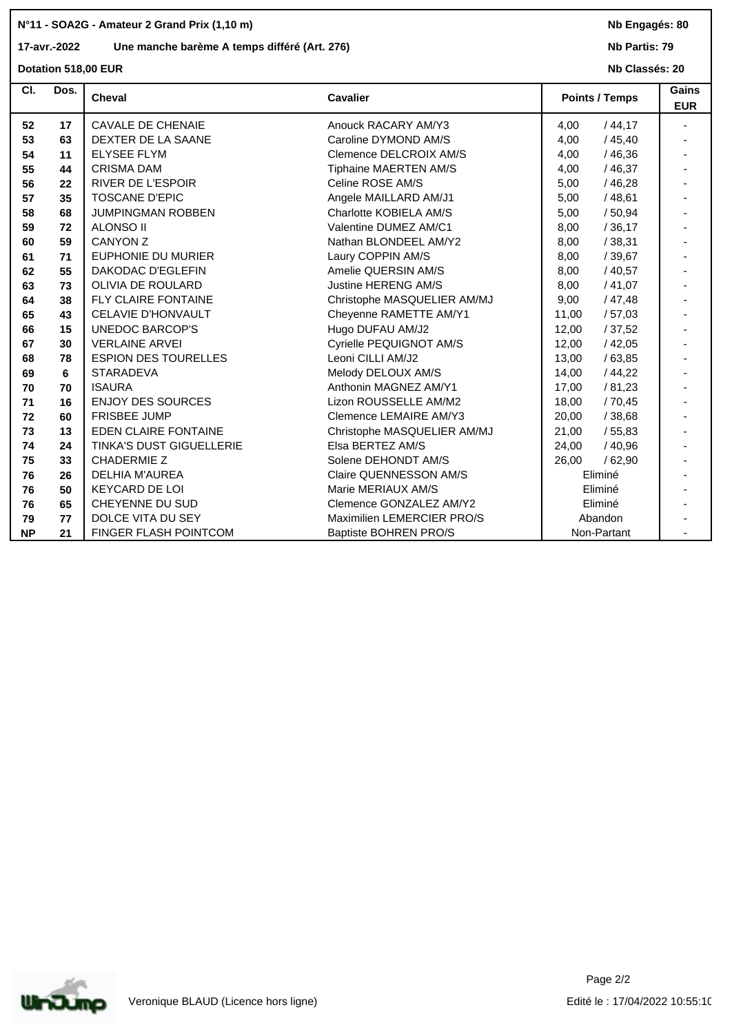**N°11 - SOA2G - Amateur 2 Grand Prix (1,10 m)**

**17-avr.-2022** **Une manche barème A temps différé (Art. 276)**

**Dotation 518,00 EUR**

**Nb Engagés: 80**

**Nb Partis: 79**

**Nb Classés: 20**

| Cl. | Dos. | Cheval | Cavalier | Points / Temps | Gains EUR |
|---|---|---|---|---|---|
| 52 | 17 | CAVALE DE CHENAIE | Anouck RACARY AM/Y3 | 4,00 / 44,17 | - |
| 53 | 63 | DEXTER DE LA SAANE | Caroline DYMOND AM/S | 4,00 / 45,40 | - |
| 54 | 11 | ELYSEE FLYM | Clemence DELCROIX AM/S | 4,00 / 46,36 | - |
| 55 | 44 | CRISMA DAM | Tiphaine MAERTEN AM/S | 4,00 / 46,37 | - |
| 56 | 22 | RIVER DE L'ESPOIR | Celine ROSE AM/S | 5,00 / 46,28 | - |
| 57 | 35 | TOSCANE D'EPIC | Angele MAILLARD AM/J1 | 5,00 / 48,61 | - |
| 58 | 68 | JUMPINGMAN ROBBEN | Charlotte KOBIELA AM/S | 5,00 / 50,94 | - |
| 59 | 72 | ALONSO II | Valentine DUMEZ AM/C1 | 8,00 / 36,17 | - |
| 60 | 59 | CANYON Z | Nathan BLONDEEL AM/Y2 | 8,00 / 38,31 | - |
| 61 | 71 | EUPHONIE DU MURIER | Laury COPPIN AM/S | 8,00 / 39,67 | - |
| 62 | 55 | DAKODAC D'EGLEFIN | Amelie QUERSIN AM/S | 8,00 / 40,57 | - |
| 63 | 73 | OLIVIA DE ROULARD | Justine HERENG AM/S | 8,00 / 41,07 | - |
| 64 | 38 | FLY CLAIRE FONTAINE | Christophe MASQUELIER AM/MJ | 9,00 / 47,48 | - |
| 65 | 43 | CELAVIE D'HONVAULT | Cheyenne RAMETTE AM/Y1 | 11,00 / 57,03 | - |
| 66 | 15 | UNEDOC BARCOP'S | Hugo DUFAU AM/J2 | 12,00 / 37,52 | - |
| 67 | 30 | VERLAINE ARVEI | Cyrielle PEQUIGNOT AM/S | 12,00 / 42,05 | - |
| 68 | 78 | ESPION DES TOURELLES | Leoni CILLI AM/J2 | 13,00 / 63,85 | - |
| 69 | 6 | STARADEVA | Melody DELOUX AM/S | 14,00 / 44,22 | - |
| 70 | 70 | ISAURA | Anthonin MAGNEZ AM/Y1 | 17,00 / 81,23 | - |
| 71 | 16 | ENJOY DES SOURCES | Lizon ROUSSELLE AM/M2 | 18,00 / 70,45 | - |
| 72 | 60 | FRISBEE JUMP | Clemence LEMAIRE AM/Y3 | 20,00 / 38,68 | - |
| 73 | 13 | EDEN CLAIRE FONTAINE | Christophe MASQUELIER AM/MJ | 21,00 / 55,83 | - |
| 74 | 24 | TINKA'S DUST GIGUELLERIE | Elsa BERTEZ AM/S | 24,00 / 40,96 | - |
| 75 | 33 | CHADERMIE Z | Solene DEHONDT AM/S | 26,00 / 62,90 | - |
| 76 | 26 | DELHIA M'AUREA | Claire QUENNESSON AM/S | Eliminé | - |
| 76 | 50 | KEYCARD DE LOI | Marie MERIAUX AM/S | Eliminé | - |
| 76 | 65 | CHEYENNE DU SUD | Clemence GONZALEZ AM/Y2 | Eliminé | - |
| 79 | 77 | DOLCE VITA DU SEY | Maximilien LEMERCIER PRO/S | Abandon | - |
| NP | 21 | FINGER FLASH POINTCOM | Baptiste BOHREN PRO/S | Non-Partant | - |

Veronique BLAUD (Licence hors ligne)

Edité le : 17/04/2022 10:55:10